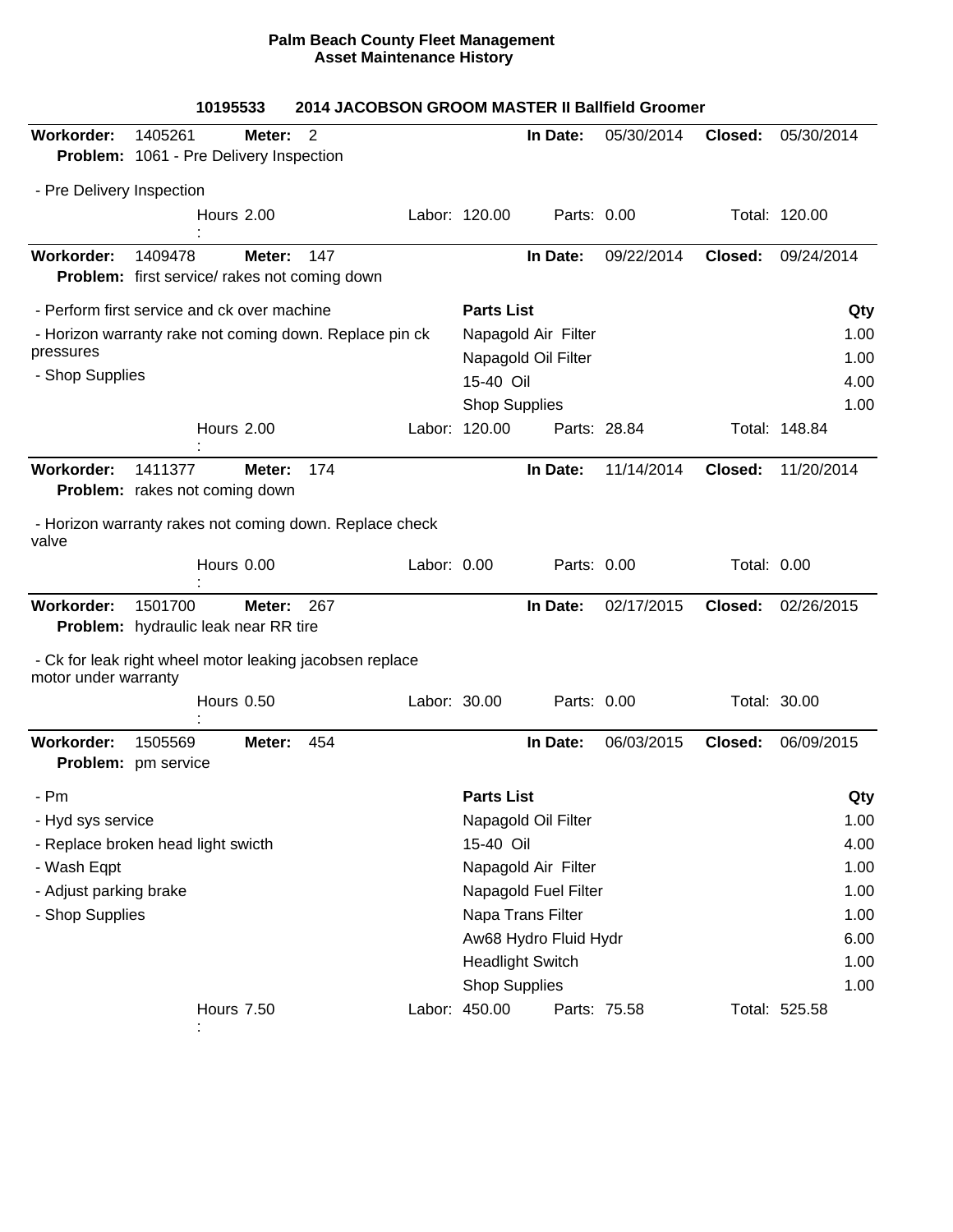# Palm Beach County Fleet Management
## Asset Maintenance History

### 10195533 — 2014 JACOBSON GROOM MASTER II Ballfield Groomer

---

**Workorder:** 1405261 **Meter:** 2 **In Date:** 05/30/2014 **Closed:** 05/30/2014
**Problem:** 1061 - Pre Delivery Inspection

- Pre Delivery Inspection

Hours: 2.00 Labor: 120.00 Parts: 0.00 Total: 120.00

---

**Workorder:** 1409478 **Meter:** 147 **In Date:** 09/22/2014 **Closed:** 09/24/2014
**Problem:** first service/ rakes not coming down

- Perform first service and ck over machine
- Horizon warranty rake not coming down. Replace pin ck pressures
- Shop Supplies

| Parts List | Qty |
|---|---|
| Napagold Air Filter | 1.00 |
| Napagold Oil Filter | 1.00 |
| 15-40 Oil | 4.00 |
| Shop Supplies | 1.00 |

Hours: 2.00 Labor: 120.00 Parts: 28.84 Total: 148.84

---

**Workorder:** 1411377 **Meter:** 174 **In Date:** 11/14/2014 **Closed:** 11/20/2014
**Problem:** rakes not coming down

- Horizon warranty rakes not coming down. Replace check valve

Hours: 0.00 Labor: 0.00 Parts: 0.00 Total: 0.00

---

**Workorder:** 1501700 **Meter:** 267 **In Date:** 02/17/2015 **Closed:** 02/26/2015
**Problem:** hydraulic leak near RR tire

- Ck for leak right wheel motor leaking jacobsen replace motor under warranty

Hours: 0.50 Labor: 30.00 Parts: 0.00 Total: 30.00

---

**Workorder:** 1505569 **Meter:** 454 **In Date:** 06/03/2015 **Closed:** 06/09/2015
**Problem:** pm service

- Pm
- Hyd sys service
- Replace broken head light swicth
- Wash Eqpt
- Adjust parking brake
- Shop Supplies

| Parts List | Qty |
|---|---|
| Napagold Oil Filter | 1.00 |
| 15-40 Oil | 4.00 |
| Napagold Air Filter | 1.00 |
| Napagold Fuel Filter | 1.00 |
| Napa Trans Filter | 1.00 |
| Aw68 Hydro Fluid Hydr | 6.00 |
| Headlight Switch | 1.00 |
| Shop Supplies | 1.00 |

Hours: 7.50 Labor: 450.00 Parts: 75.58 Total: 525.58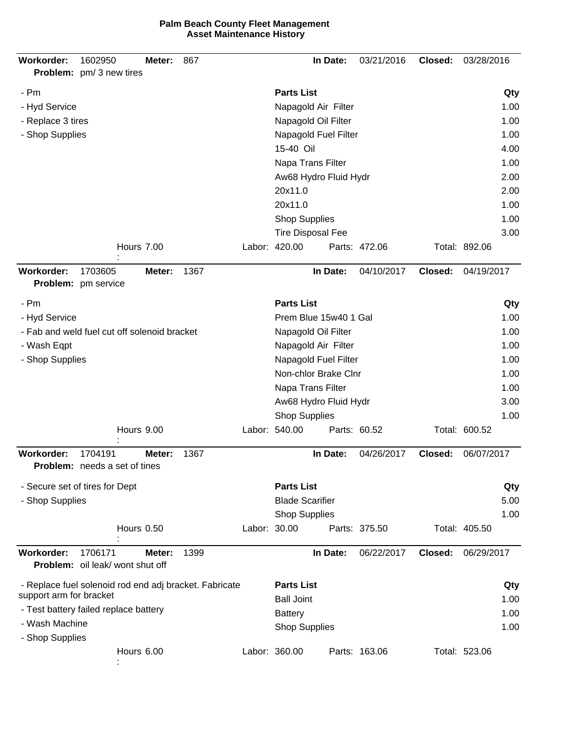**Palm Beach County Fleet Management**
**Asset Maintenance History**

---

**Workorder:** 1602950 **Meter:** 867 **In Date:** 03/21/2016 **Closed:** 03/28/2016
**Problem:** pm/ 3 new tires

- Pm
- Hyd Service
- Replace 3 tires
- Shop Supplies

| Parts List | Qty |
|---|---|
| Napagold Air Filter | 1.00 |
| Napagold Oil Filter | 1.00 |
| Napagold Fuel Filter | 1.00 |
| 15-40 Oil | 4.00 |
| Napa Trans Filter | 1.00 |
| Aw68 Hydro Fluid Hydr | 2.00 |
| 20x11.0 | 2.00 |
| 20x11.0 | 1.00 |
| Shop Supplies | 1.00 |
| Tire Disposal Fee | 3.00 |

Hours: 7.00 Labor: 420.00 Parts: 472.06 Total: 892.06

---

**Workorder:** 1703605 **Meter:** 1367 **In Date:** 04/10/2017 **Closed:** 04/19/2017
**Problem:** pm service

- Pm
- Hyd Service
- Fab and weld fuel cut off solenoid bracket
- Wash Eqpt
- Shop Supplies

| Parts List | Qty |
|---|---|
| Prem Blue 15w40 1 Gal | 1.00 |
| Napagold Oil Filter | 1.00 |
| Napagold Air Filter | 1.00 |
| Napagold Fuel Filter | 1.00 |
| Non-chlor Brake Clnr | 1.00 |
| Napa Trans Filter | 1.00 |
| Aw68 Hydro Fluid Hydr | 3.00 |
| Shop Supplies | 1.00 |

Hours: 9.00 Labor: 540.00 Parts: 60.52 Total: 600.52

---

**Workorder:** 1704191 **Meter:** 1367 **In Date:** 04/26/2017 **Closed:** 06/07/2017
**Problem:** needs a set of tines

- Secure set of tires for Dept
- Shop Supplies

| Parts List | Qty |
|---|---|
| Blade Scarifier | 5.00 |
| Shop Supplies | 1.00 |

Hours: 0.50 Labor: 30.00 Parts: 375.50 Total: 405.50

---

**Workorder:** 1706171 **Meter:** 1399 **In Date:** 06/22/2017 **Closed:** 06/29/2017
**Problem:** oil leak/ wont shut off

- Replace fuel solenoid rod end adj bracket. Fabricate support arm for bracket
- Test battery failed replace battery
- Wash Machine
- Shop Supplies

| Parts List | Qty |
|---|---|
| Ball Joint | 1.00 |
| Battery | 1.00 |
| Shop Supplies | 1.00 |

Hours: 6.00 Labor: 360.00 Parts: 163.06 Total: 523.06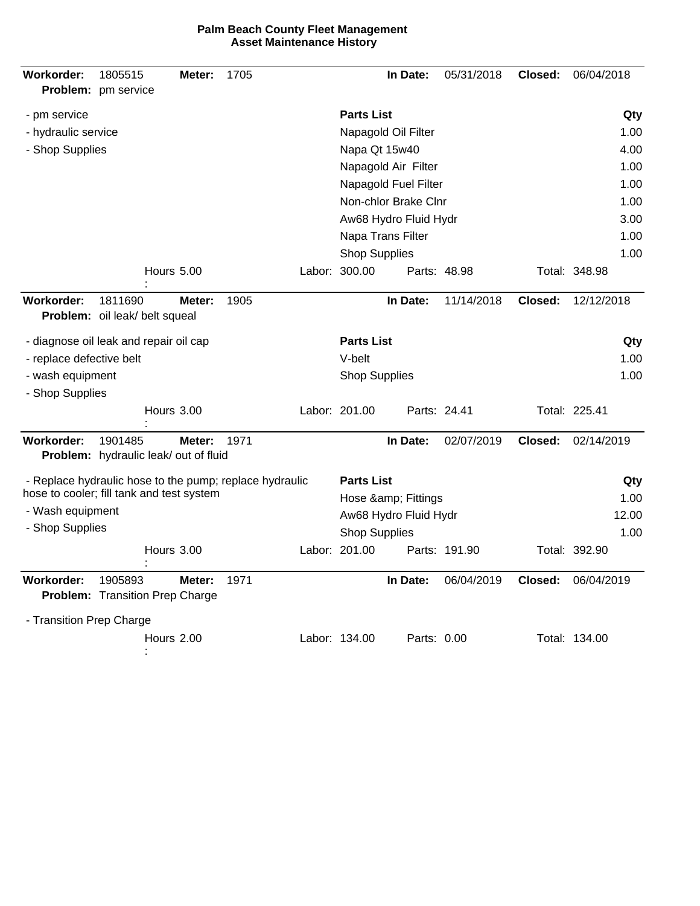**Palm Beach County Fleet Management**
**Asset Maintenance History**

---

**Workorder:** 1805515 **Meter:** 1705 **In Date:** 05/31/2018 **Closed:** 06/04/2018
**Problem:** pm service

- pm service
- hydraulic service
- Shop Supplies

| Parts List | Qty |
|---|---|
| Napagold Oil Filter | 1.00 |
| Napa Qt 15w40 | 4.00 |
| Napagold Air Filter | 1.00 |
| Napagold Fuel Filter | 1.00 |
| Non-chlor Brake Clnr | 1.00 |
| Aw68 Hydro Fluid Hydr | 3.00 |
| Napa Trans Filter | 1.00 |
| Shop Supplies | 1.00 |

Hours: 5.00 Labor: 300.00 Parts: 48.98 Total: 348.98

---

**Workorder:** 1811690 **Meter:** 1905 **In Date:** 11/14/2018 **Closed:** 12/12/2018
**Problem:** oil leak/ belt squeal

- diagnose oil leak and repair oil cap
- replace defective belt
- wash equipment
- Shop Supplies

| Parts List | Qty |
|---|---|
| V-belt | 1.00 |
| Shop Supplies | 1.00 |

Hours: 3.00 Labor: 201.00 Parts: 24.41 Total: 225.41

---

**Workorder:** 1901485 **Meter:** 1971 **In Date:** 02/07/2019 **Closed:** 02/14/2019
**Problem:** hydraulic leak/ out of fluid

- Replace hydraulic hose to the pump; replace hydraulic hose to cooler; fill tank and test system
- Wash equipment
- Shop Supplies

| Parts List | Qty |
|---|---|
| Hose &amp; Fittings | 1.00 |
| Aw68 Hydro Fluid Hydr | 12.00 |
| Shop Supplies | 1.00 |

Hours: 3.00 Labor: 201.00 Parts: 191.90 Total: 392.90

---

**Workorder:** 1905893 **Meter:** 1971 **In Date:** 06/04/2019 **Closed:** 06/04/2019
**Problem:** Transition Prep Charge

- Transition Prep Charge

Hours: 2.00 Labor: 134.00 Parts: 0.00 Total: 134.00